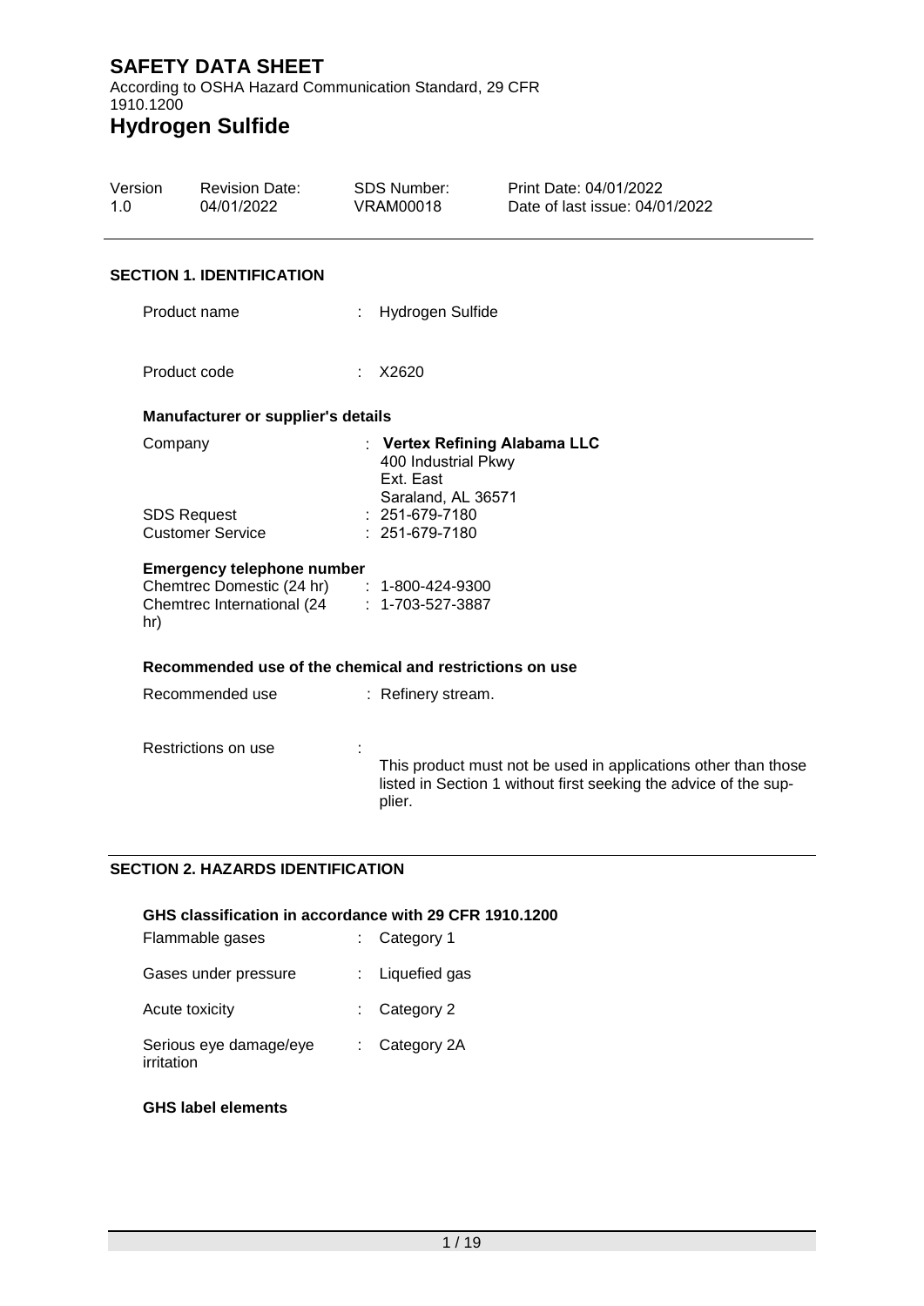# SAFETY DATA SHEET

According to OSHA Hazard Communication Standard, 29 CFR 1910.1200

# Hydrogen Sulfide

| Version | Revision Date: | SDS Number: | Print Date: 04/01/2022 |
|---|---|---|---|
| 1.0 | 04/01/2022 | VRAM00018 | Date of last issue: 04/01/2022 |

## SECTION 1. IDENTIFICATION

Product name : Hydrogen Sulfide

Product code : X2620

### Manufacturer or supplier's details

Company : **Vertex Refining Alabama LLC**
400 Industrial Pkwy
Ext. East
Saraland, AL 36571

SDS Request : 251-679-7180

Customer Service : 251-679-7180

### Emergency telephone number

Chemtrec Domestic (24 hr) : 1-800-424-9300

Chemtrec International (24 hr) : 1-703-527-3887

### Recommended use of the chemical and restrictions on use

Recommended use : Refinery stream.

Restrictions on use : This product must not be used in applications other than those listed in Section 1 without first seeking the advice of the supplier.

## SECTION 2. HAZARDS IDENTIFICATION

### GHS classification in accordance with 29 CFR 1910.1200

Flammable gases : Category 1

Gases under pressure : Liquefied gas

Acute toxicity : Category 2

Serious eye damage/eye irritation : Category 2A

### GHS label elements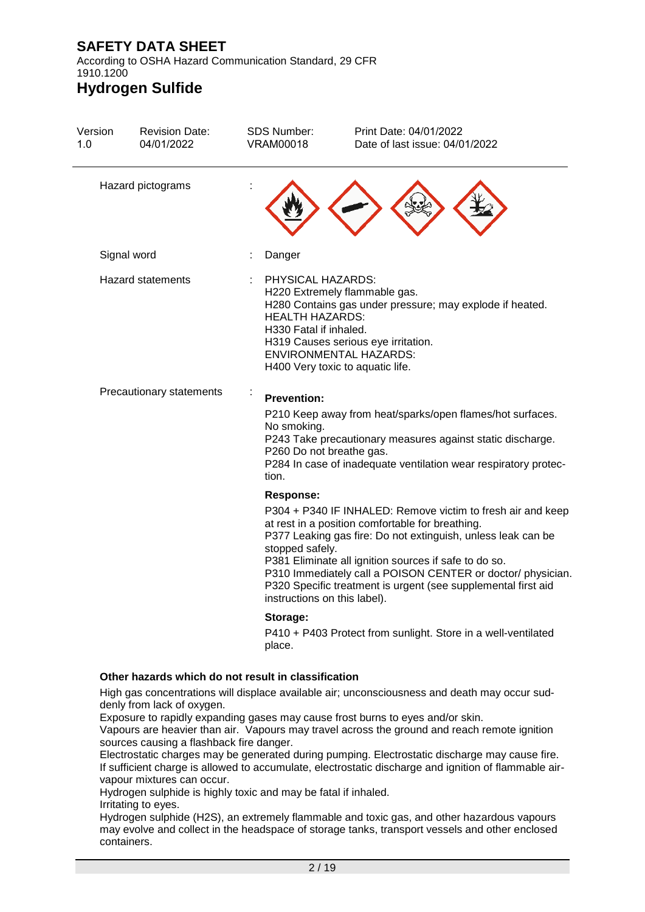| | | |
|---|---|---|
| Hazard pictograms | : | |
| Signal word | : | Danger |
| Hazard statements | : | PHYSICAL HAZARDS:<br>H220 Extremely flammable gas.<br>H280 Contains gas under pressure; may explode if heated.<br>HEALTH HAZARDS:<br>H330 Fatal if inhaled.<br>H319 Causes serious eye irritation.<br>ENVIRONMENTAL HAZARDS:<br>H400 Very toxic to aquatic life. |
| Precautionary statements | : | **Prevention:**<br>P210 Keep away from heat/sparks/open flames/hot surfaces. No smoking.<br>P243 Take precautionary measures against static discharge.<br>P260 Do not breathe gas.<br>P284 In case of inadequate ventilation wear respiratory protection.<br>**Response:**<br>P304 + P340 IF INHALED: Remove victim to fresh air and keep at rest in a position comfortable for breathing.<br>P377 Leaking gas fire: Do not extinguish, unless leak can be stopped safely.<br>P381 Eliminate all ignition sources if safe to do so.<br>P310 Immediately call a POISON CENTER or doctor/ physician.<br>P320 Specific treatment is urgent (see supplemental first aid instructions on this label).<br>**Storage:**<br>P410 + P403 Protect from sunlight. Store in a well-ventilated place. |

**Other hazards which do not result in classification**

High gas concentrations will displace available air; unconsciousness and death may occur suddenly from lack of oxygen.
Exposure to rapidly expanding gases may cause frost burns to eyes and/or skin.
Vapours are heavier than air. Vapours may travel across the ground and reach remote ignition sources causing a flashback fire danger.
Electrostatic charges may be generated during pumping. Electrostatic discharge may cause fire.
If sufficient charge is allowed to accumulate, electrostatic discharge and ignition of flammable air-vapour mixtures can occur.
Hydrogen sulphide is highly toxic and may be fatal if inhaled.
Irritating to eyes.
Hydrogen sulphide ($H_2S$), an extremely flammable and toxic gas, and other hazardous vapours may evolve and collect in the headspace of storage tanks, transport vessels and other enclosed containers.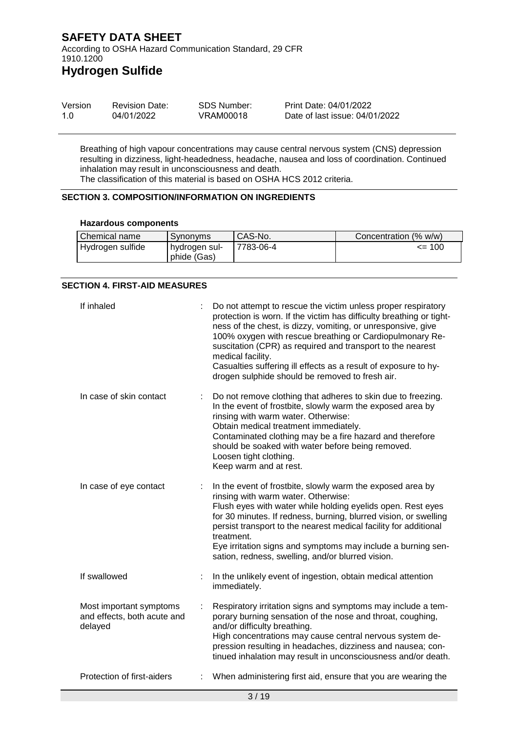Breathing of high vapour concentrations may cause central nervous system (CNS) depression resulting in dizziness, light-headedness, headache, nausea and loss of coordination. Continued inhalation may result in unconsciousness and death.
The classification of this material is based on OSHA HCS 2012 criteria.

## SECTION 3. COMPOSITION/INFORMATION ON INGREDIENTS

### Hazardous components

| Chemical name | Synonyms | CAS-No. | Concentration (% w/w) |
|---|---|---|---|
| Hydrogen sulfide | hydrogen sulphide (Gas) | 7783-06-4 | <= 100 |

## SECTION 4. FIRST-AID MEASURES

**If inhaled** : Do not attempt to rescue the victim unless proper respiratory protection is worn. If the victim has difficulty breathing or tightness of the chest, is dizzy, vomiting, or unresponsive, give 100% oxygen with rescue breathing or Cardiopulmonary Resuscitation (CPR) as required and transport to the nearest medical facility.
Casualties suffering ill effects as a result of exposure to hydrogen sulphide should be removed to fresh air.

**In case of skin contact** : Do not remove clothing that adheres to skin due to freezing.
In the event of frostbite, slowly warm the exposed area by rinsing with warm water. Otherwise:
Obtain medical treatment immediately.
Contaminated clothing may be a fire hazard and therefore should be soaked with water before being removed.
Loosen tight clothing.
Keep warm and at rest.

**In case of eye contact** : In the event of frostbite, slowly warm the exposed area by rinsing with warm water. Otherwise:
Flush eyes with water while holding eyelids open. Rest eyes for 30 minutes. If redness, burning, blurred vision, or swelling persist transport to the nearest medical facility for additional treatment.
Eye irritation signs and symptoms may include a burning sensation, redness, swelling, and/or blurred vision.

**If swallowed** : In the unlikely event of ingestion, obtain medical attention immediately.

**Most important symptoms and effects, both acute and delayed** : Respiratory irritation signs and symptoms may include a temporary burning sensation of the nose and throat, coughing, and/or difficulty breathing.
High concentrations may cause central nervous system depression resulting in headaches, dizziness and nausea; continued inhalation may result in unconsciousness and/or death.

**Protection of first-aiders** : When administering first aid, ensure that you are wearing the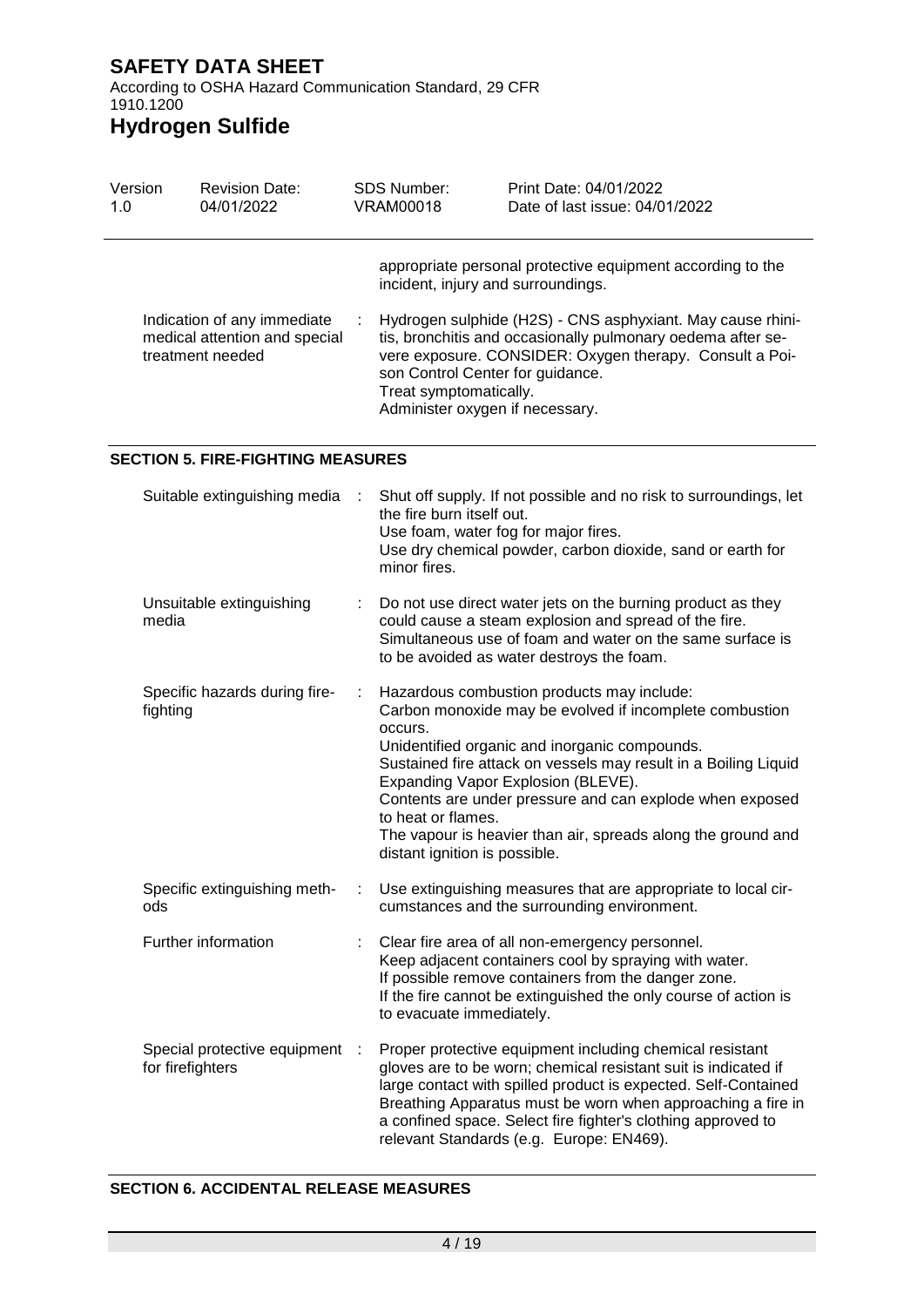appropriate personal protective equipment according to the incident, injury and surroundings.

| | | |
|---|---|---|
| Indication of any immediate medical attention and special treatment needed | : | Hydrogen sulphide ($H_2S$) - CNS asphyxiant. May cause rhinitis, bronchitis and occasionally pulmonary oedema after severe exposure. CONSIDER: Oxygen therapy. Consult a Poison Control Center for guidance.<br>Treat symptomatically.<br>Administer oxygen if necessary. |

## SECTION 5. FIRE-FIGHTING MEASURES

| | | |
|---|---|---|
| Suitable extinguishing media | : | Shut off supply. If not possible and no risk to surroundings, let the fire burn itself out.<br>Use foam, water fog for major fires.<br>Use dry chemical powder, carbon dioxide, sand or earth for minor fires. |
| Unsuitable extinguishing media | : | Do not use direct water jets on the burning product as they could cause a steam explosion and spread of the fire.<br>Simultaneous use of foam and water on the same surface is to be avoided as water destroys the foam. |
| Specific hazards during fire-fighting | : | Hazardous combustion products may include:<br>Carbon monoxide may be evolved if incomplete combustion occurs.<br>Unidentified organic and inorganic compounds.<br>Sustained fire attack on vessels may result in a Boiling Liquid Expanding Vapor Explosion (BLEVE).<br>Contents are under pressure and can explode when exposed to heat or flames.<br>The vapour is heavier than air, spreads along the ground and distant ignition is possible. |
| Specific extinguishing methods | : | Use extinguishing measures that are appropriate to local circumstances and the surrounding environment. |
| Further information | : | Clear fire area of all non-emergency personnel.<br>Keep adjacent containers cool by spraying with water.<br>If possible remove containers from the danger zone.<br>If the fire cannot be extinguished the only course of action is to evacuate immediately. |
| Special protective equipment for firefighters | : | Proper protective equipment including chemical resistant gloves are to be worn; chemical resistant suit is indicated if large contact with spilled product is expected. Self-Contained Breathing Apparatus must be worn when approaching a fire in a confined space. Select fire fighter's clothing approved to relevant Standards (e.g. Europe: EN469). |

## SECTION 6. ACCIDENTAL RELEASE MEASURES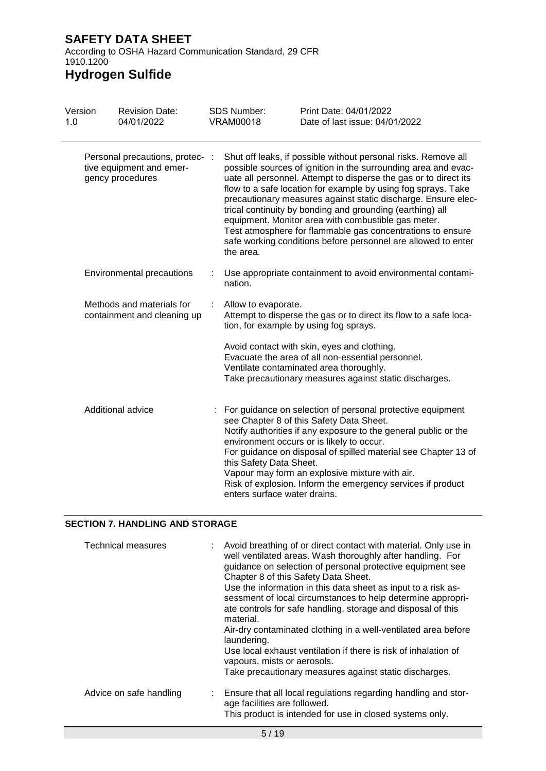| | |
|---|---|
| Personal precautions, protective equipment and emergency procedures | : Shut off leaks, if possible without personal risks. Remove all possible sources of ignition in the surrounding area and evacuate all personnel. Attempt to disperse the gas or to direct its flow to a safe location for example by using fog sprays. Take precautionary measures against static discharge. Ensure electrical continuity by bonding and grounding (earthing) all equipment. Monitor area with combustible gas meter. Test atmosphere for flammable gas concentrations to ensure safe working conditions before personnel are allowed to enter the area. |
| Environmental precautions | : Use appropriate containment to avoid environmental contamination. |
| Methods and materials for containment and cleaning up | : Allow to evaporate. Attempt to disperse the gas or to direct its flow to a safe location, for example by using fog sprays.<br><br>Avoid contact with skin, eyes and clothing. Evacuate the area of all non-essential personnel. Ventilate contaminated area thoroughly. Take precautionary measures against static discharges. |
| Additional advice | : For guidance on selection of personal protective equipment see Chapter 8 of this Safety Data Sheet. Notify authorities if any exposure to the general public or the environment occurs or is likely to occur. For guidance on disposal of spilled material see Chapter 13 of this Safety Data Sheet. Vapour may form an explosive mixture with air. Risk of explosion. Inform the emergency services if product enters surface water drains. |

## SECTION 7. HANDLING AND STORAGE

| | |
|---|---|
| Technical measures | : Avoid breathing of or direct contact with material. Only use in well ventilated areas. Wash thoroughly after handling. For guidance on selection of personal protective equipment see Chapter 8 of this Safety Data Sheet. Use the information in this data sheet as input to a risk assessment of local circumstances to help determine appropriate controls for safe handling, storage and disposal of this material. Air-dry contaminated clothing in a well-ventilated area before laundering. Use local exhaust ventilation if there is risk of inhalation of vapours, mists or aerosols. Take precautionary measures against static discharges. |
| Advice on safe handling | : Ensure that all local regulations regarding handling and storage facilities are followed. This product is intended for use in closed systems only. |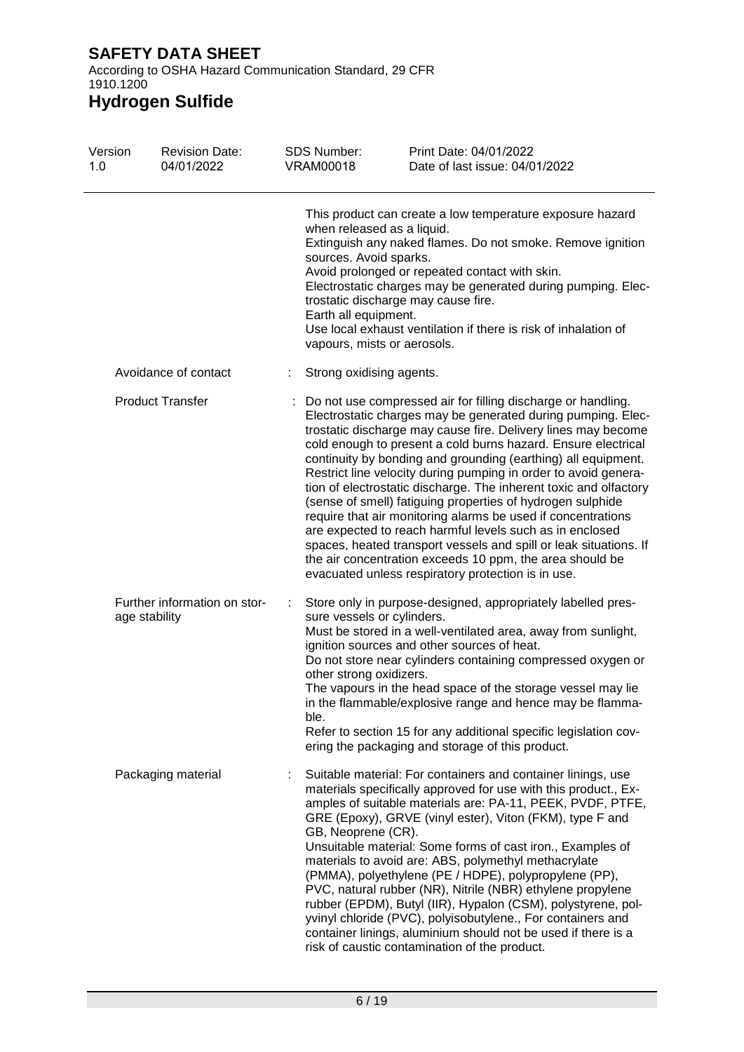This product can create a low temperature exposure hazard when released as a liquid.
Extinguish any naked flames. Do not smoke. Remove ignition sources. Avoid sparks.
Avoid prolonged or repeated contact with skin.
Electrostatic charges may be generated during pumping. Electrostatic discharge may cause fire.
Earth all equipment.
Use local exhaust ventilation if there is risk of inhalation of vapours, mists or aerosols.

| | | |
|---|---|---|
| Avoidance of contact | : | Strong oxidising agents. |
| Product Transfer | : | Do not use compressed air for filling discharge or handling. Electrostatic charges may be generated during pumping. Electrostatic discharge may cause fire. Delivery lines may become cold enough to present a cold burns hazard. Ensure electrical continuity by bonding and grounding (earthing) all equipment. Restrict line velocity during pumping in order to avoid generation of electrostatic discharge. The inherent toxic and olfactory (sense of smell) fatiguing properties of hydrogen sulphide require that air monitoring alarms be used if concentrations are expected to reach harmful levels such as in enclosed spaces, heated transport vessels and spill or leak situations. If the air concentration exceeds 10 ppm, the area should be evacuated unless respiratory protection is in use. |
| Further information on storage stability | : | Store only in purpose-designed, appropriately labelled pressure vessels or cylinders.<br>Must be stored in a well-ventilated area, away from sunlight, ignition sources and other sources of heat.<br>Do not store near cylinders containing compressed oxygen or other strong oxidizers.<br>The vapours in the head space of the storage vessel may lie in the flammable/explosive range and hence may be flammable.<br>Refer to section 15 for any additional specific legislation covering the packaging and storage of this product. |
| Packaging material | : | Suitable material: For containers and container linings, use materials specifically approved for use with this product., Examples of suitable materials are: PA-11, PEEK, PVDF, PTFE, GRE (Epoxy), GRVE (vinyl ester), Viton (FKM), type F and GB, Neoprene (CR).<br>Unsuitable material: Some forms of cast iron., Examples of materials to avoid are: ABS, polymethyl methacrylate (PMMA), polyethylene (PE / HDPE), polypropylene (PP), PVC, natural rubber (NR), Nitrile (NBR) ethylene propylene rubber (EPDM), Butyl (IIR), Hypalon (CSM), polystyrene, polyvinyl chloride (PVC), polyisobutylene., For containers and container linings, aluminium should not be used if there is a risk of caustic contamination of the product. |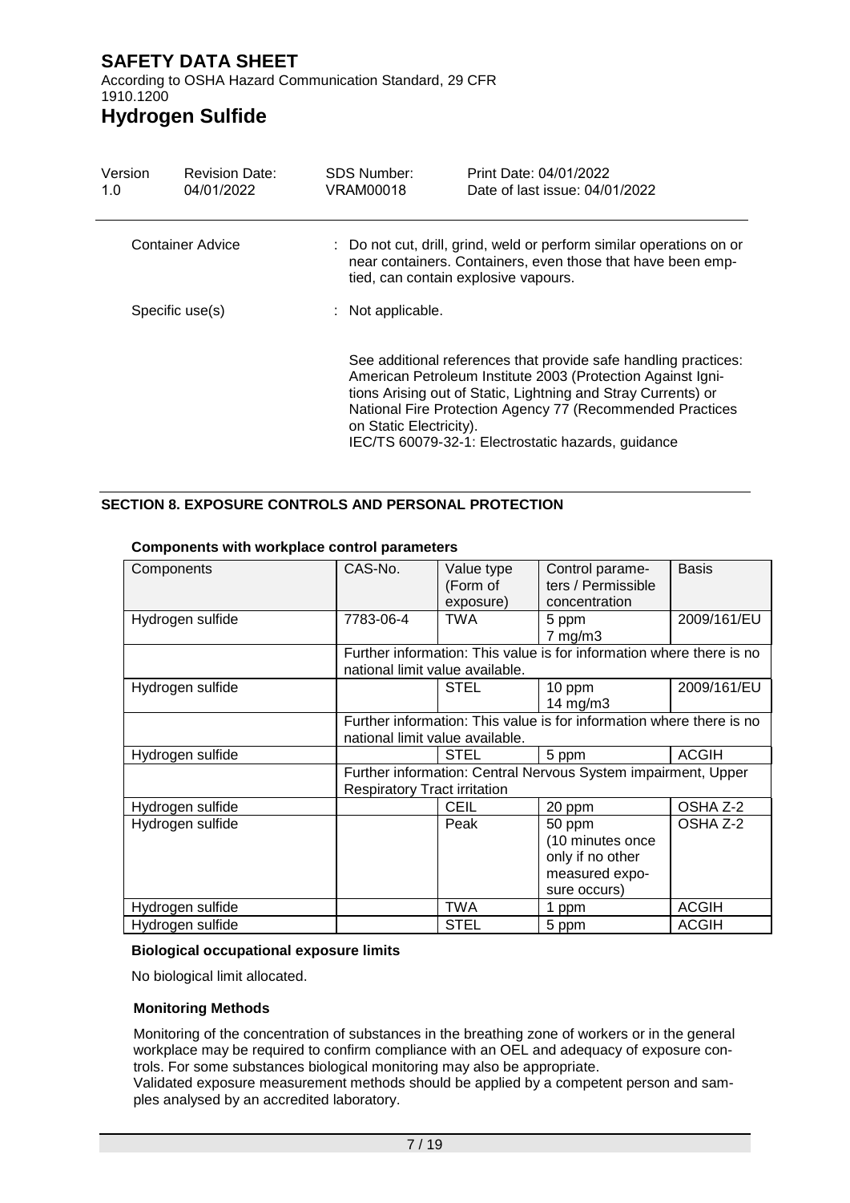| Container Advice | : Do not cut, drill, grind, weld or perform similar operations on or near containers. Containers, even those that have been emptied, can contain explosive vapours. |
|---|---|
| Specific use(s) | : Not applicable. |

See additional references that provide safe handling practices: American Petroleum Institute 2003 (Protection Against Ignitions Arising out of Static, Lightning and Stray Currents) or National Fire Protection Agency 77 (Recommended Practices on Static Electricity).
IEC/TS 60079-32-1: Electrostatic hazards, guidance

## SECTION 8. EXPOSURE CONTROLS AND PERSONAL PROTECTION

**Components with workplace control parameters**

| Components | CAS-No. | Value type (Form of exposure) | Control parameters / Permissible concentration | Basis |
|---|---|---|---|---|
| Hydrogen sulfide | 7783-06-4 | TWA | 5 ppm<br>7 mg/m3 | 2009/161/EU |
| | Further information: This value is for information where there is no national limit value available. | | | |
| Hydrogen sulfide | | STEL | 10 ppm<br>14 mg/m3 | 2009/161/EU |
| | Further information: This value is for information where there is no national limit value available. | | | |
| Hydrogen sulfide | | STEL | 5 ppm | ACGIH |
| | Further information: Central Nervous System impairment, Upper Respiratory Tract irritation | | | |
| Hydrogen sulfide | | CEIL | 20 ppm | OSHA Z-2 |
| Hydrogen sulfide | | Peak | 50 ppm (10 minutes once only if no other measured exposure occurs) | OSHA Z-2 |
| Hydrogen sulfide | | TWA | 1 ppm | ACGIH |
| Hydrogen sulfide | | STEL | 5 ppm | ACGIH |

**Biological occupational exposure limits**

No biological limit allocated.

**Monitoring Methods**

Monitoring of the concentration of substances in the breathing zone of workers or in the general workplace may be required to confirm compliance with an OEL and adequacy of exposure controls. For some substances biological monitoring may also be appropriate.
Validated exposure measurement methods should be applied by a competent person and samples analysed by an accredited laboratory.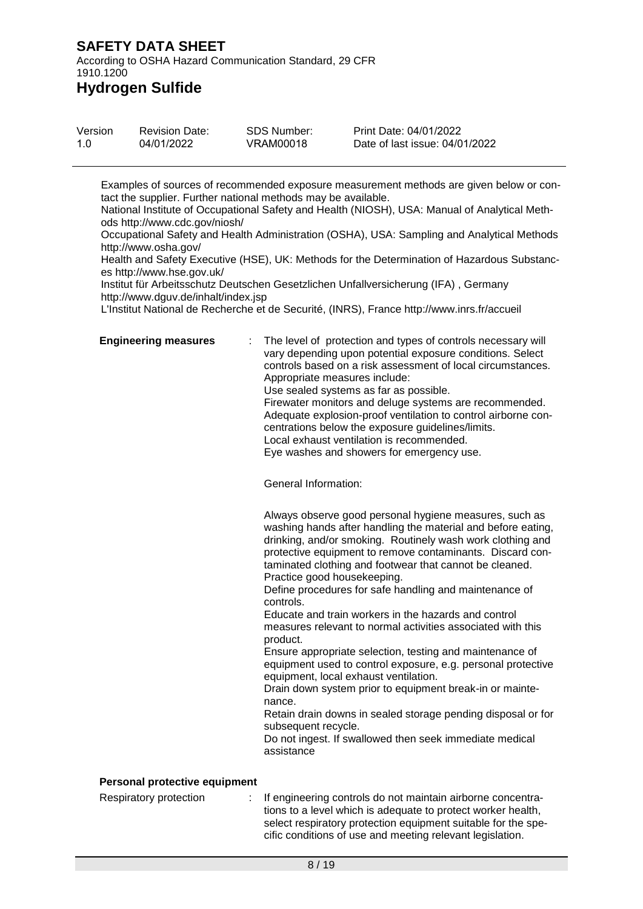Examples of sources of recommended exposure measurement methods are given below or contact the supplier. Further national methods may be available.
National Institute of Occupational Safety and Health (NIOSH), USA: Manual of Analytical Methods http://www.cdc.gov/niosh/
Occupational Safety and Health Administration (OSHA), USA: Sampling and Analytical Methods http://www.osha.gov/
Health and Safety Executive (HSE), UK: Methods for the Determination of Hazardous Substances http://www.hse.gov.uk/
Institut für Arbeitsschutz Deutschen Gesetzlichen Unfallversicherung (IFA) , Germany http://www.dguv.de/inhalt/index.jsp
L'Institut National de Recherche et de Securité, (INRS), France http://www.inrs.fr/accueil

**Engineering measures** : The level of protection and types of controls necessary will vary depending upon potential exposure conditions. Select controls based on a risk assessment of local circumstances. Appropriate measures include:
Use sealed systems as far as possible.
Firewater monitors and deluge systems are recommended.
Adequate explosion-proof ventilation to control airborne concentrations below the exposure guidelines/limits.
Local exhaust ventilation is recommended.
Eye washes and showers for emergency use.

General Information:

Always observe good personal hygiene measures, such as washing hands after handling the material and before eating, drinking, and/or smoking. Routinely wash work clothing and protective equipment to remove contaminants. Discard contaminated clothing and footwear that cannot be cleaned.
Practice good housekeeping.
Define procedures for safe handling and maintenance of controls.
Educate and train workers in the hazards and control measures relevant to normal activities associated with this product.
Ensure appropriate selection, testing and maintenance of equipment used to control exposure, e.g. personal protective equipment, local exhaust ventilation.
Drain down system prior to equipment break-in or maintenance.
Retain drain downs in sealed storage pending disposal or for subsequent recycle.
Do not ingest. If swallowed then seek immediate medical assistance

**Personal protective equipment**

Respiratory protection : If engineering controls do not maintain airborne concentrations to a level which is adequate to protect worker health, select respiratory protection equipment suitable for the specific conditions of use and meeting relevant legislation.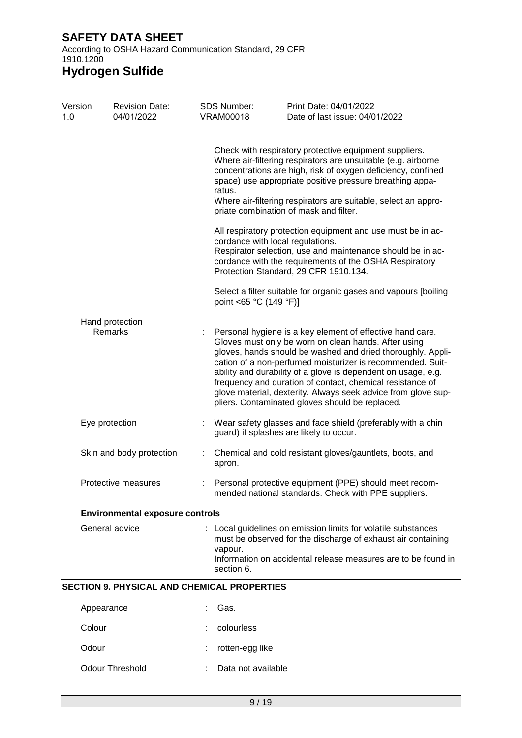Check with respiratory protective equipment suppliers. Where air-filtering respirators are unsuitable (e.g. airborne concentrations are high, risk of oxygen deficiency, confined space) use appropriate positive pressure breathing apparatus.
Where air-filtering respirators are suitable, select an appropriate combination of mask and filter.

All respiratory protection equipment and use must be in accordance with local regulations.
Respirator selection, use and maintenance should be in accordance with the requirements of the OSHA Respiratory Protection Standard, 29 CFR 1910.134.

Select a filter suitable for organic gases and vapours [boiling point <65 °C (149 °F)]

Hand protection

| | | |
|---|---|---|
| Remarks | : | Personal hygiene is a key element of effective hand care. Gloves must only be worn on clean hands. After using gloves, hands should be washed and dried thoroughly. Application of a non-perfumed moisturizer is recommended. Suitability and durability of a glove is dependent on usage, e.g. frequency and duration of contact, chemical resistance of glove material, dexterity. Always seek advice from glove suppliers. Contaminated gloves should be replaced. |
| Eye protection | : | Wear safety glasses and face shield (preferably with a chin guard) if splashes are likely to occur. |
| Skin and body protection | : | Chemical and cold resistant gloves/gauntlets, boots, and apron. |
| Protective measures | : | Personal protective equipment (PPE) should meet recommended national standards. Check with PPE suppliers. |

**Environmental exposure controls**

| | | |
|---|---|---|
| General advice | : | Local guidelines on emission limits for volatile substances must be observed for the discharge of exhaust air containing vapour. Information on accidental release measures are to be found in section 6. |

## SECTION 9. PHYSICAL AND CHEMICAL PROPERTIES

| | | |
|---|---|---|
| Appearance | : | Gas. |
| Colour | : | colourless |
| Odour | : | rotten-egg like |
| Odour Threshold | : | Data not available |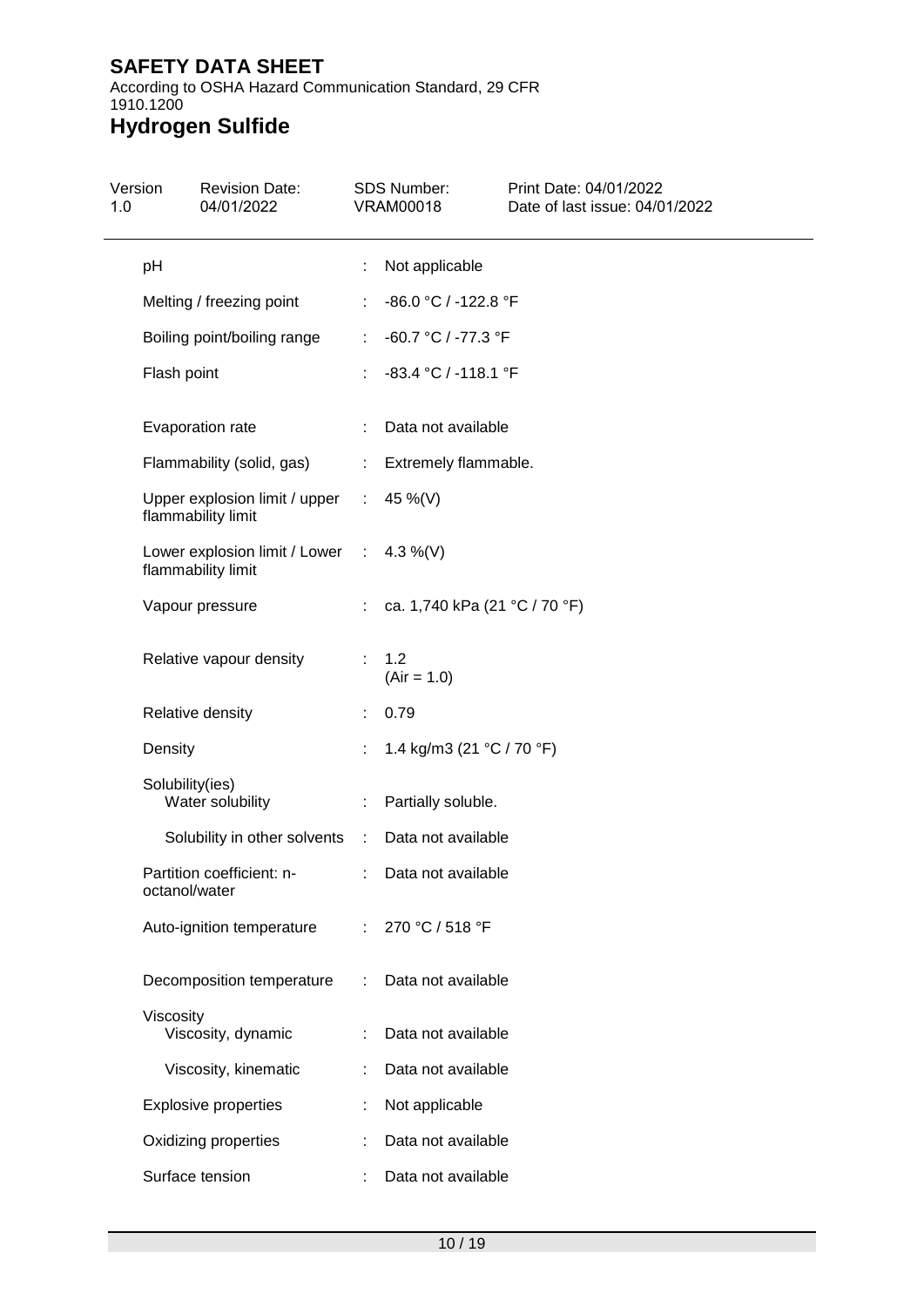| Property | | Value |
|---|---|---|
| pH | : | Not applicable |
| Melting / freezing point | : | -86.0 °C / -122.8 °F |
| Boiling point/boiling range | : | -60.7 °C / -77.3 °F |
| Flash point | : | -83.4 °C / -118.1 °F |
| Evaporation rate | : | Data not available |
| Flammability (solid, gas) | : | Extremely flammable. |
| Upper explosion limit / upper flammability limit | : | 45 %(V) |
| Lower explosion limit / Lower flammability limit | : | 4.3 %(V) |
| Vapour pressure | : | ca. 1,740 kPa (21 °C / 70 °F) |
| Relative vapour density | : | 1.2 (Air = 1.0) |
| Relative density | : | 0.79 |
| Density | : | 1.4 kg/m3 (21 °C / 70 °F) |
| Solubility(ies) | | |
| Water solubility | : | Partially soluble. |
| Solubility in other solvents | : | Data not available |
| Partition coefficient: n-octanol/water | : | Data not available |
| Auto-ignition temperature | : | 270 °C / 518 °F |
| Decomposition temperature | : | Data not available |
| Viscosity | | |
| Viscosity, dynamic | : | Data not available |
| Viscosity, kinematic | : | Data not available |
| Explosive properties | : | Not applicable |
| Oxidizing properties | : | Data not available |
| Surface tension | : | Data not available |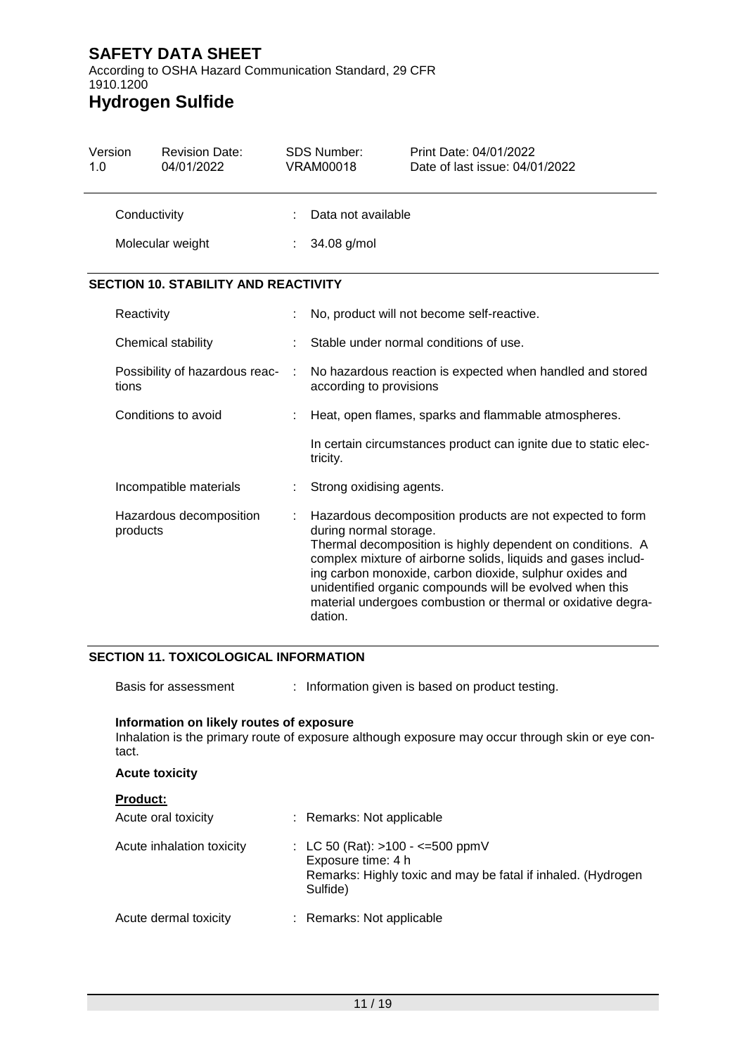| | | |
|---|---|---|
| Conductivity | : | Data not available |
| Molecular weight | : | 34.08 g/mol |

## SECTION 10. STABILITY AND REACTIVITY

| | | |
|---|---|---|
| Reactivity | : | No, product will not become self-reactive. |
| Chemical stability | : | Stable under normal conditions of use. |
| Possibility of hazardous reactions | : | No hazardous reaction is expected when handled and stored according to provisions |
| Conditions to avoid | : | Heat, open flames, sparks and flammable atmospheres.<br><br>In certain circumstances product can ignite due to static electricity. |
| Incompatible materials | : | Strong oxidising agents. |
| Hazardous decomposition products | : | Hazardous decomposition products are not expected to form during normal storage.<br>Thermal decomposition is highly dependent on conditions. A complex mixture of airborne solids, liquids and gases including carbon monoxide, carbon dioxide, sulphur oxides and unidentified organic compounds will be evolved when this material undergoes combustion or thermal or oxidative degradation. |

## SECTION 11. TOXICOLOGICAL INFORMATION

Basis for assessment : Information given is based on product testing.

**Information on likely routes of exposure**

Inhalation is the primary route of exposure although exposure may occur through skin or eye contact.

**Acute toxicity**

**Product:**

| | | |
|---|---|---|
| Acute oral toxicity | : | Remarks: Not applicable |
| Acute inhalation toxicity | : | LC 50 (Rat): >100 - <=500 ppmV<br>Exposure time: 4 h<br>Remarks: Highly toxic and may be fatal if inhaled. (Hydrogen Sulfide) |
| Acute dermal toxicity | : | Remarks: Not applicable |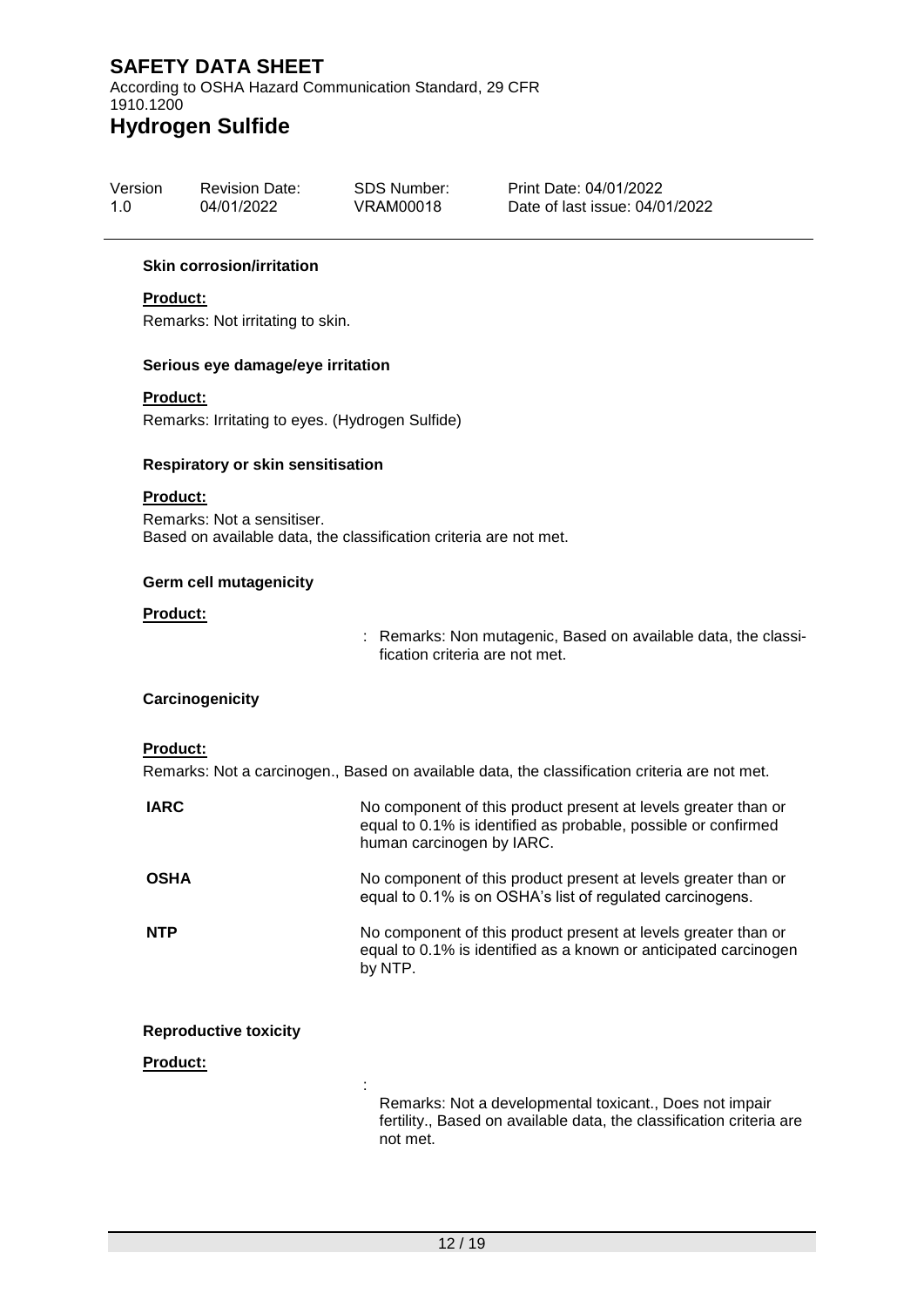#### Skin corrosion/irritation

**Product:**

Remarks: Not irritating to skin.

#### Serious eye damage/eye irritation

**Product:**

Remarks: Irritating to eyes. (Hydrogen Sulfide)

#### Respiratory or skin sensitisation

**Product:**

Remarks: Not a sensitiser.
Based on available data, the classification criteria are not met.

#### Germ cell mutagenicity

**Product:**

: Remarks: Non mutagenic, Based on available data, the classification criteria are not met.

#### Carcinogenicity

**Product:**

Remarks: Not a carcinogen., Based on available data, the classification criteria are not met.

| | |
|---|---|
| **IARC** | No component of this product present at levels greater than or equal to 0.1% is identified as probable, possible or confirmed human carcinogen by IARC. |
| **OSHA** | No component of this product present at levels greater than or equal to 0.1% is on OSHA's list of regulated carcinogens. |
| **NTP** | No component of this product present at levels greater than or equal to 0.1% is identified as a known or anticipated carcinogen by NTP. |

#### Reproductive toxicity

**Product:**

: Remarks: Not a developmental toxicant., Does not impair fertility., Based on available data, the classification criteria are not met.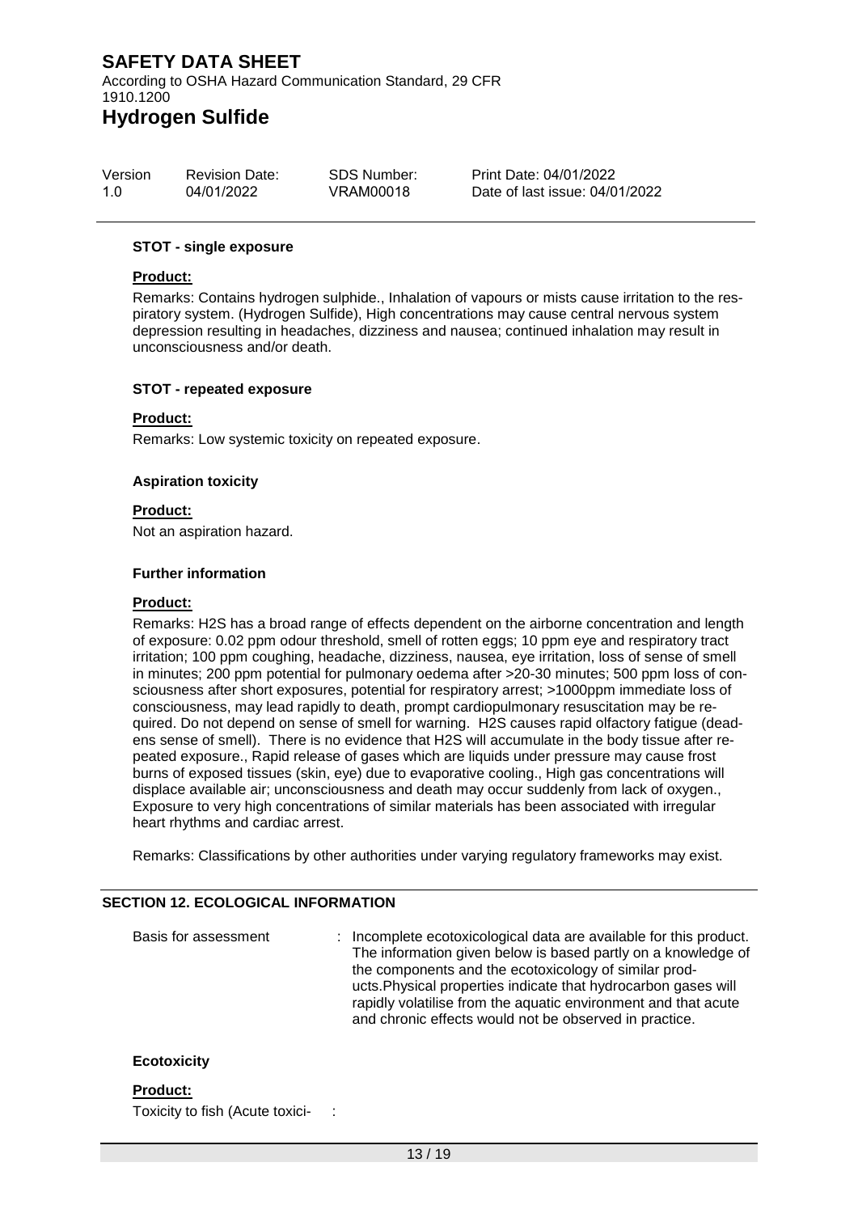#### STOT - single exposure

**Product:**

Remarks: Contains hydrogen sulphide., Inhalation of vapours or mists cause irritation to the respiratory system. (Hydrogen Sulfide), High concentrations may cause central nervous system depression resulting in headaches, dizziness and nausea; continued inhalation may result in unconsciousness and/or death.

#### STOT - repeated exposure

**Product:**

Remarks: Low systemic toxicity on repeated exposure.

#### Aspiration toxicity

**Product:**

Not an aspiration hazard.

#### Further information

**Product:**

Remarks: H2S has a broad range of effects dependent on the airborne concentration and length of exposure: 0.02 ppm odour threshold, smell of rotten eggs; 10 ppm eye and respiratory tract irritation; 100 ppm coughing, headache, dizziness, nausea, eye irritation, loss of sense of smell in minutes; 200 ppm potential for pulmonary oedema after >20-30 minutes; 500 ppm loss of consciousness after short exposures, potential for respiratory arrest; >1000ppm immediate loss of consciousness, may lead rapidly to death, prompt cardiopulmonary resuscitation may be required. Do not depend on sense of smell for warning. H2S causes rapid olfactory fatigue (deadens sense of smell). There is no evidence that H2S will accumulate in the body tissue after repeated exposure., Rapid release of gases which are liquids under pressure may cause frost burns of exposed tissues (skin, eye) due to evaporative cooling., High gas concentrations will displace available air; unconsciousness and death may occur suddenly from lack of oxygen., Exposure to very high concentrations of similar materials has been associated with irregular heart rhythms and cardiac arrest.

Remarks: Classifications by other authorities under varying regulatory frameworks may exist.

## SECTION 12. ECOLOGICAL INFORMATION

Basis for assessment : Incomplete ecotoxicological data are available for this product. The information given below is based partly on a knowledge of the components and the ecotoxicology of similar products.Physical properties indicate that hydrocarbon gases will rapidly volatilise from the aquatic environment and that acute and chronic effects would not be observed in practice.

#### Ecotoxicity

**Product:**

Toxicity to fish (Acute toxici- :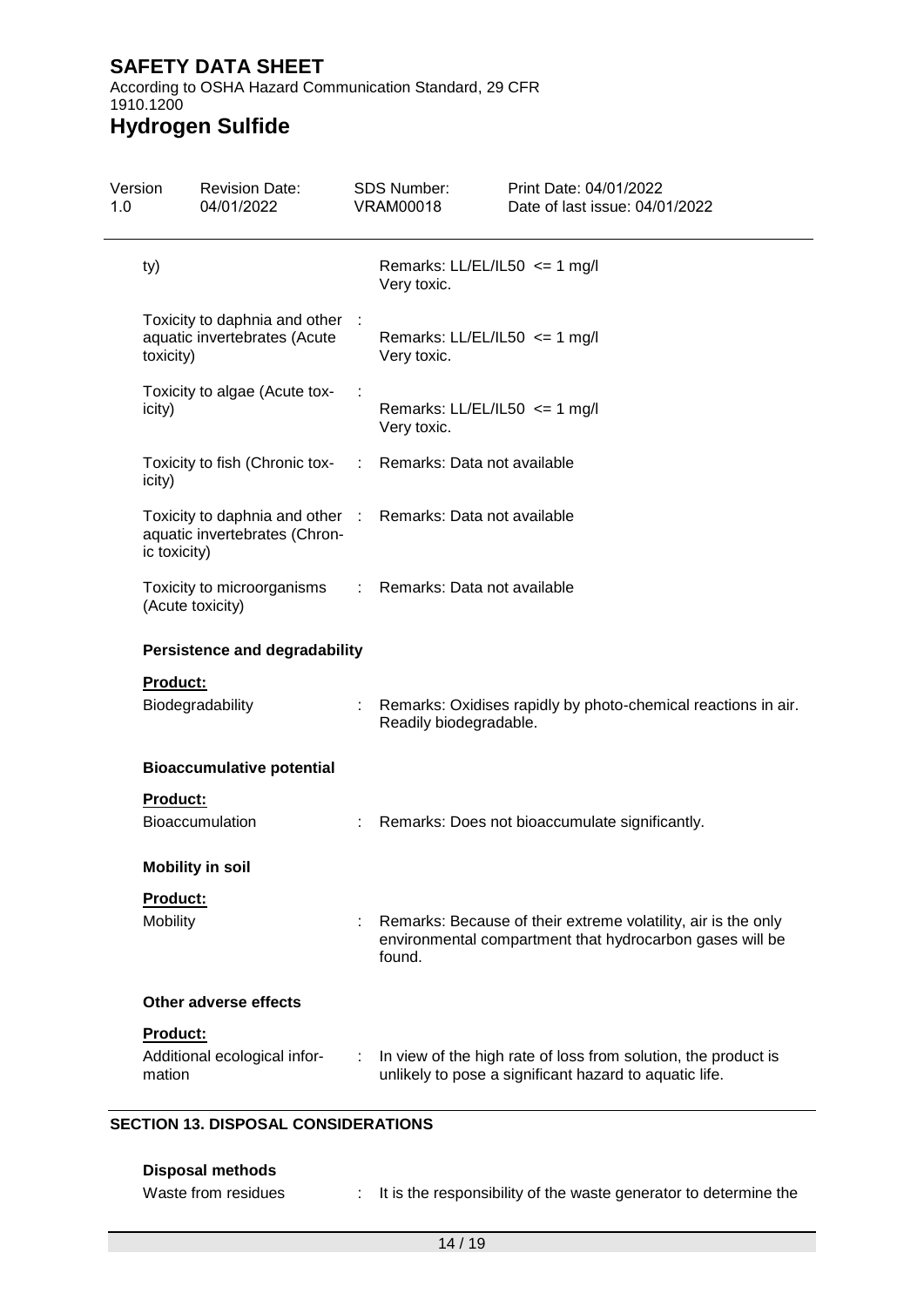| | | |
|---|---|---|
| ty) | | Remarks: LL/EL/IL50 <= 1 mg/l<br>Very toxic. |
| Toxicity to daphnia and other aquatic invertebrates (Acute toxicity) | : | Remarks: LL/EL/IL50 <= 1 mg/l<br>Very toxic. |
| Toxicity to algae (Acute toxicity) | : | Remarks: LL/EL/IL50 <= 1 mg/l<br>Very toxic. |
| Toxicity to fish (Chronic toxicity) | : | Remarks: Data not available |
| Toxicity to daphnia and other aquatic invertebrates (Chronic toxicity) | : | Remarks: Data not available |
| Toxicity to microorganisms (Acute toxicity) | : | Remarks: Data not available |

**Persistence and degradability**

**Product:**

Biodegradability : Remarks: Oxidises rapidly by photo-chemical reactions in air. Readily biodegradable.

**Bioaccumulative potential**

**Product:**

Bioaccumulation : Remarks: Does not bioaccumulate significantly.

**Mobility in soil**

**Product:**

Mobility : Remarks: Because of their extreme volatility, air is the only environmental compartment that hydrocarbon gases will be found.

**Other adverse effects**

**Product:**

Additional ecological information : In view of the high rate of loss from solution, the product is unlikely to pose a significant hazard to aquatic life.

## SECTION 13. DISPOSAL CONSIDERATIONS

**Disposal methods**

Waste from residues : It is the responsibility of the waste generator to determine the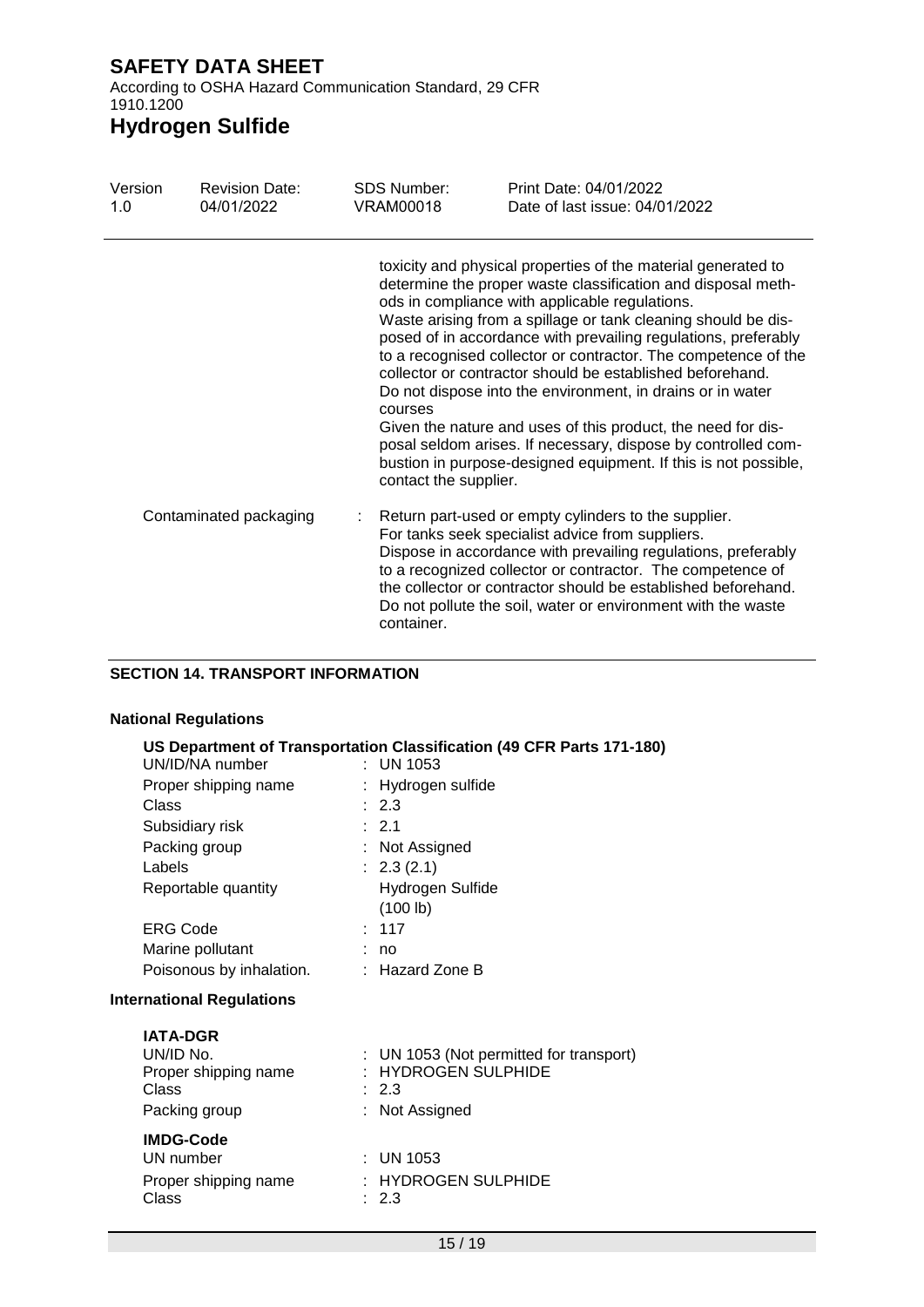toxicity and physical properties of the material generated to determine the proper waste classification and disposal methods in compliance with applicable regulations.
Waste arising from a spillage or tank cleaning should be disposed of in accordance with prevailing regulations, preferably to a recognised collector or contractor. The competence of the collector or contractor should be established beforehand.
Do not dispose into the environment, in drains or in water courses
Given the nature and uses of this product, the need for disposal seldom arises. If necessary, dispose by controlled combustion in purpose-designed equipment. If this is not possible, contact the supplier.

Contaminated packaging : Return part-used or empty cylinders to the supplier.
For tanks seek specialist advice from suppliers.
Dispose in accordance with prevailing regulations, preferably to a recognized collector or contractor. The competence of the collector or contractor should be established beforehand.
Do not pollute the soil, water or environment with the waste container.

## SECTION 14. TRANSPORT INFORMATION

### National Regulations

**US Department of Transportation Classification (49 CFR Parts 171-180)**

| | |
|---|---|
| UN/ID/NA number | : UN 1053 |
| Proper shipping name | : Hydrogen sulfide |
| Class | : 2.3 |
| Subsidiary risk | : 2.1 |
| Packing group | : Not Assigned |
| Labels | : 2.3 (2.1) |
| Reportable quantity | Hydrogen Sulfide (100 lb) |
| ERG Code | : 117 |
| Marine pollutant | : no |
| Poisonous by inhalation. | : Hazard Zone B |

### International Regulations

**IATA-DGR**

| | |
|---|---|
| UN/ID No. | : UN 1053 (Not permitted for transport) |
| Proper shipping name | : HYDROGEN SULPHIDE |
| Class | : 2.3 |
| Packing group | : Not Assigned |

**IMDG-Code**

| | |
|---|---|
| UN number | : UN 1053 |
| Proper shipping name | : HYDROGEN SULPHIDE |
| Class | : 2.3 |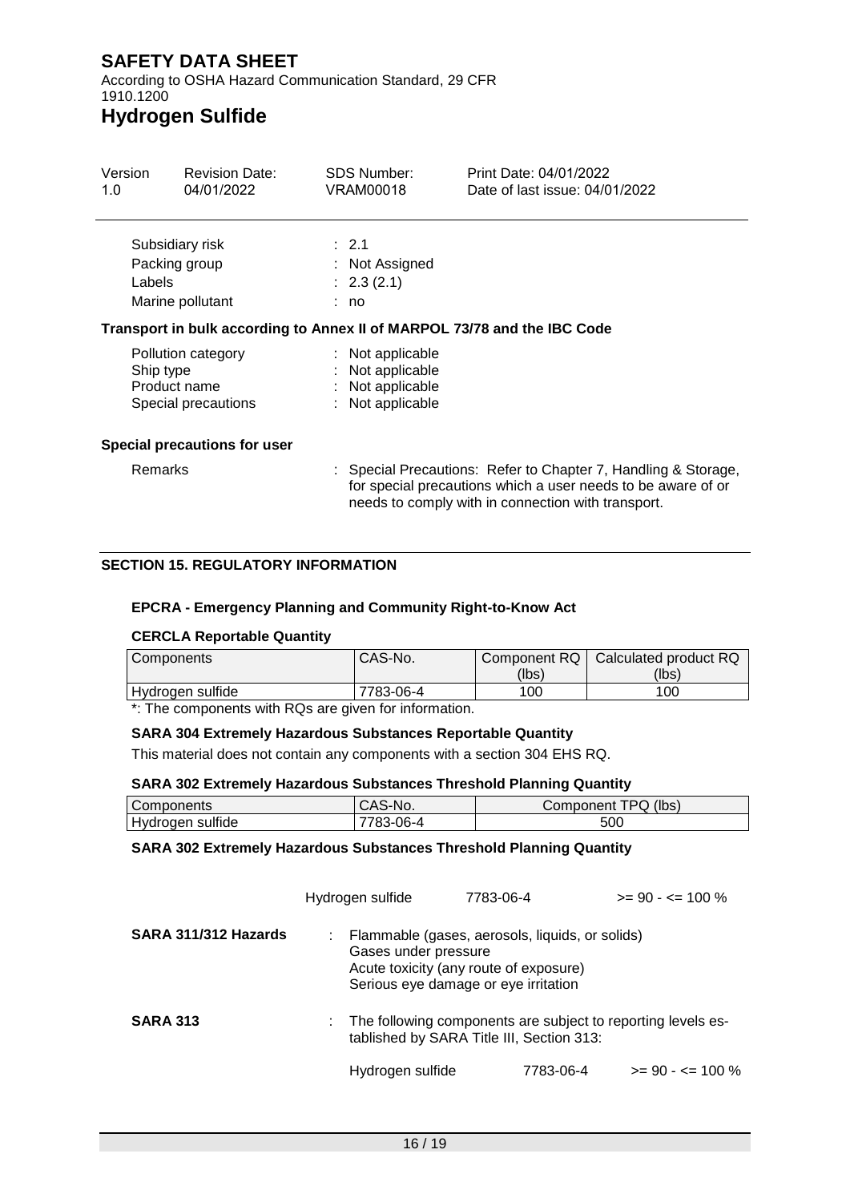| | | |
|---|---|---|
| Subsidiary risk | : | 2.1 |
| Packing group | : | Not Assigned |
| Labels | : | 2.3 (2.1) |
| Marine pollutant | : | no |

**Transport in bulk according to Annex II of MARPOL 73/78 and the IBC Code**

| | | |
|---|---|---|
| Pollution category | : | Not applicable |
| Ship type | : | Not applicable |
| Product name | : | Not applicable |
| Special precautions | : | Not applicable |

**Special precautions for user**

Remarks : Special Precautions: Refer to Chapter 7, Handling & Storage, for special precautions which a user needs to be aware of or needs to comply with in connection with transport.

## SECTION 15. REGULATORY INFORMATION

**EPCRA - Emergency Planning and Community Right-to-Know Act**

**CERCLA Reportable Quantity**

| Components | CAS-No. | Component RQ (lbs) | Calculated product RQ (lbs) |
|---|---|---|---|
| Hydrogen sulfide | 7783-06-4 | 100 | 100 |

*: The components with RQs are given for information.

**SARA 304 Extremely Hazardous Substances Reportable Quantity**

This material does not contain any components with a section 304 EHS RQ.

**SARA 302 Extremely Hazardous Substances Threshold Planning Quantity**

| Components | CAS-No. | Component TPQ (lbs) |
|---|---|---|
| Hydrogen sulfide | 7783-06-4 | 500 |

**SARA 302 Extremely Hazardous Substances Threshold Planning Quantity**

| | | |
|---|---|---|
| Hydrogen sulfide | 7783-06-4 | >= 90 - <= 100 % |

**SARA 311/312 Hazards** : Flammable (gases, aerosols, liquids, or solids)
Gases under pressure
Acute toxicity (any route of exposure)
Serious eye damage or eye irritation

**SARA 313** : The following components are subject to reporting levels established by SARA Title III, Section 313:

| | | |
|---|---|---|
| Hydrogen sulfide | 7783-06-4 | >= 90 - <= 100 % |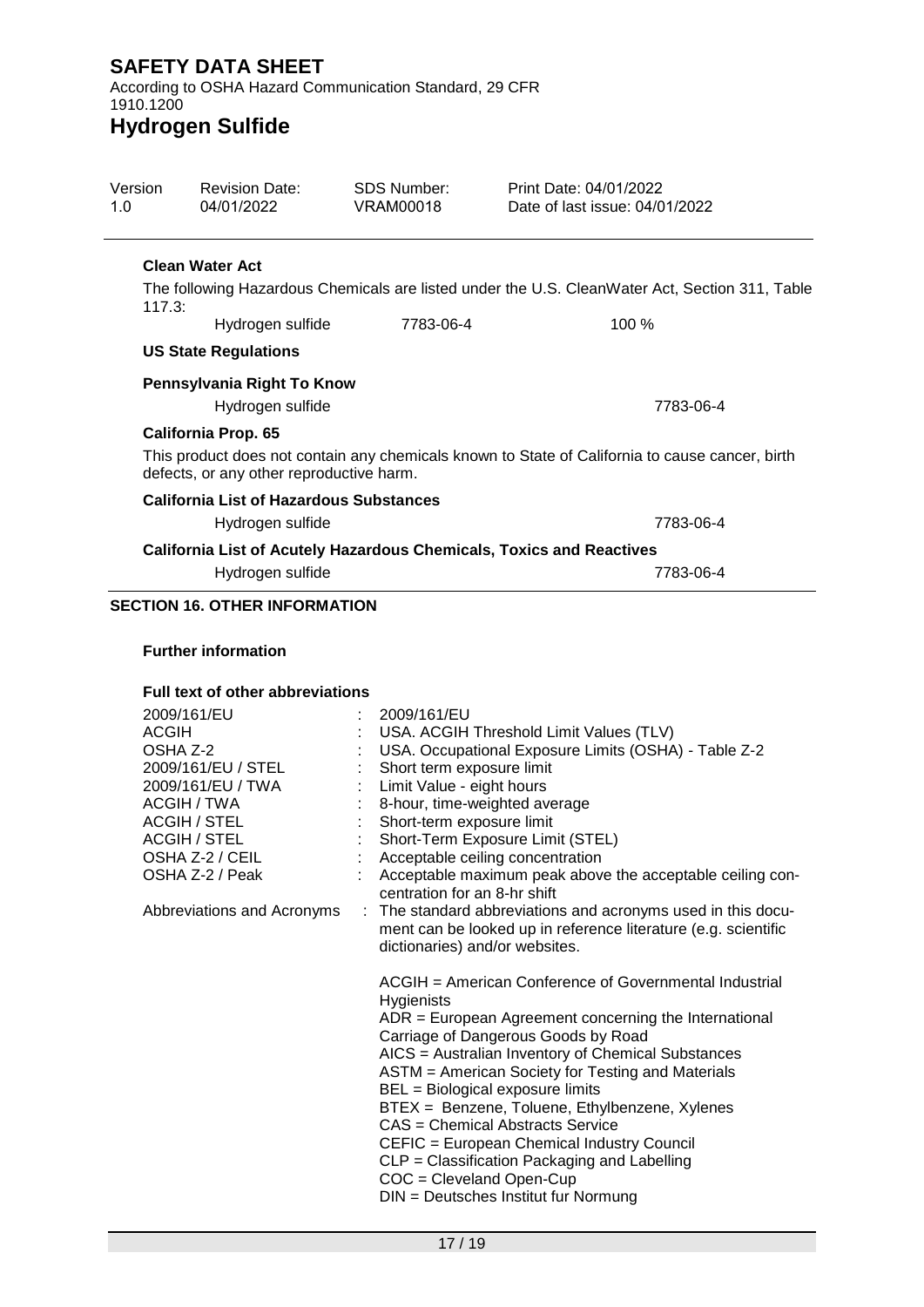**Clean Water Act**

The following Hazardous Chemicals are listed under the U.S. CleanWater Act, Section 311, Table 117.3:

| | | |
|---|---|---|
| Hydrogen sulfide | 7783-06-4 | 100 % |

**US State Regulations**

**Pennsylvania Right To Know**

| | |
|---|---|
| Hydrogen sulfide | 7783-06-4 |

**California Prop. 65**

This product does not contain any chemicals known to State of California to cause cancer, birth defects, or any other reproductive harm.

**California List of Hazardous Substances**

| | |
|---|---|
| Hydrogen sulfide | 7783-06-4 |

**California List of Acutely Hazardous Chemicals, Toxics and Reactives**

| | |
|---|---|
| Hydrogen sulfide | 7783-06-4 |

## SECTION 16. OTHER INFORMATION

**Further information**

**Full text of other abbreviations**

| | |
|---|---|
| 2009/161/EU | : 2009/161/EU |
| ACGIH | : USA. ACGIH Threshold Limit Values (TLV) |
| OSHA Z-2 | : USA. Occupational Exposure Limits (OSHA) - Table Z-2 |
| 2009/161/EU / STEL | : Short term exposure limit |
| 2009/161/EU / TWA | : Limit Value - eight hours |
| ACGIH / TWA | : 8-hour, time-weighted average |
| ACGIH / STEL | : Short-term exposure limit |
| ACGIH / STEL | : Short-Term Exposure Limit (STEL) |
| OSHA Z-2 / CEIL | : Acceptable ceiling concentration |
| OSHA Z-2 / Peak | : Acceptable maximum peak above the acceptable ceiling concentration for an 8-hr shift |

Abbreviations and Acronyms : The standard abbreviations and acronyms used in this document can be looked up in reference literature (e.g. scientific dictionaries) and/or websites.

ACGIH = American Conference of Governmental Industrial Hygienists
ADR = European Agreement concerning the International Carriage of Dangerous Goods by Road
AICS = Australian Inventory of Chemical Substances
ASTM = American Society for Testing and Materials
BEL = Biological exposure limits
BTEX = Benzene, Toluene, Ethylbenzene, Xylenes
CAS = Chemical Abstracts Service
CEFIC = European Chemical Industry Council
CLP = Classification Packaging and Labelling
COC = Cleveland Open-Cup
DIN = Deutsches Institut fur Normung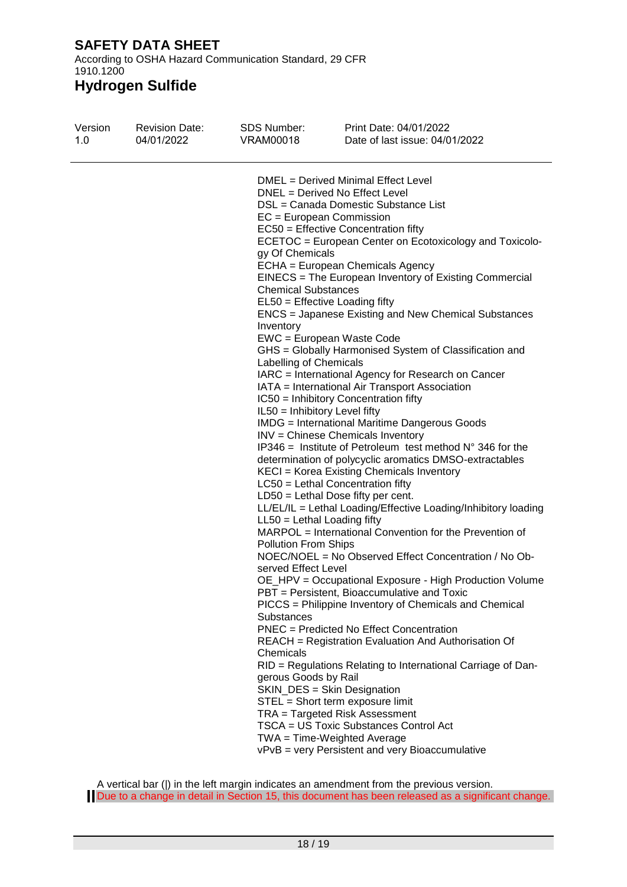DMEL = Derived Minimal Effect Level
DNEL = Derived No Effect Level
DSL = Canada Domestic Substance List
EC = European Commission
EC50 = Effective Concentration fifty
ECETOC = European Center on Ecotoxicology and Toxicology Of Chemicals
ECHA = European Chemicals Agency
EINECS = The European Inventory of Existing Commercial Chemical Substances
EL50 = Effective Loading fifty
ENCS = Japanese Existing and New Chemical Substances Inventory
EWC = European Waste Code
GHS = Globally Harmonised System of Classification and Labelling of Chemicals
IARC = International Agency for Research on Cancer
IATA = International Air Transport Association
IC50 = Inhibitory Concentration fifty
IL50 = Inhibitory Level fifty
IMDG = International Maritime Dangerous Goods
INV = Chinese Chemicals Inventory
IP346 = Institute of Petroleum test method N° 346 for the determination of polycyclic aromatics DMSO-extractables
KECI = Korea Existing Chemicals Inventory
LC50 = Lethal Concentration fifty
LD50 = Lethal Dose fifty per cent.
LL/EL/IL = Lethal Loading/Effective Loading/Inhibitory loading
LL50 = Lethal Loading fifty
MARPOL = International Convention for the Prevention of Pollution From Ships
NOEC/NOEL = No Observed Effect Concentration / No Observed Effect Level
OE_HPV = Occupational Exposure - High Production Volume
PBT = Persistent, Bioaccumulative and Toxic
PICCS = Philippine Inventory of Chemicals and Chemical Substances
PNEC = Predicted No Effect Concentration
REACH = Registration Evaluation And Authorisation Of Chemicals
RID = Regulations Relating to International Carriage of Dangerous Goods by Rail
SKIN_DES = Skin Designation
STEL = Short term exposure limit
TRA = Targeted Risk Assessment
TSCA = US Toxic Substances Control Act
TWA = Time-Weighted Average
vPvB = very Persistent and very Bioaccumulative

A vertical bar (|) in the left margin indicates an amendment from the previous version.

| Due to a change in detail in Section 15, this document has been released as a significant change.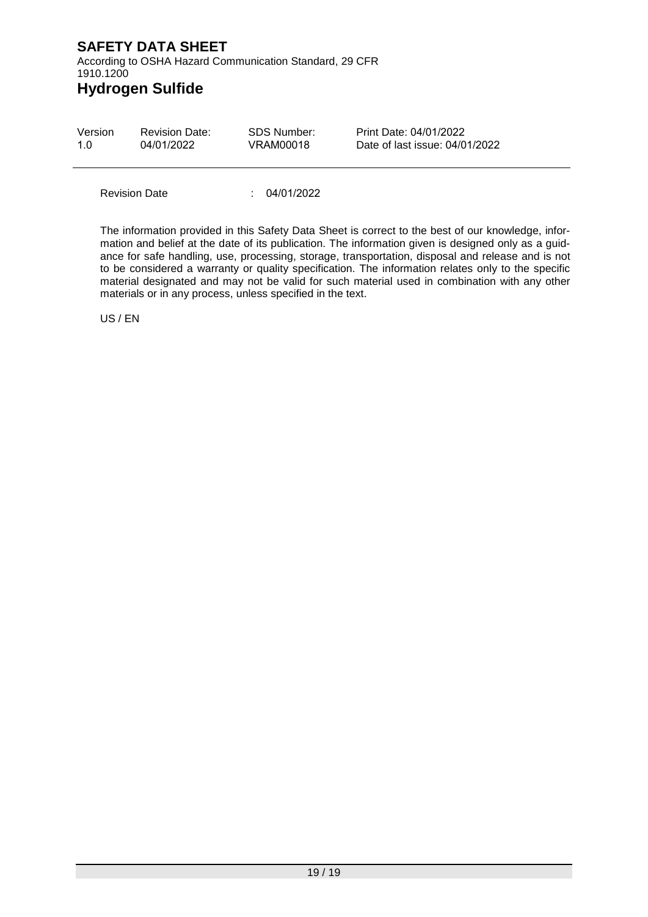Revision Date : 04/01/2022

The information provided in this Safety Data Sheet is correct to the best of our knowledge, information and belief at the date of its publication. The information given is designed only as a guidance for safe handling, use, processing, storage, transportation, disposal and release and is not to be considered a warranty or quality specification. The information relates only to the specific material designated and may not be valid for such material used in combination with any other materials or in any process, unless specified in the text.

US / EN